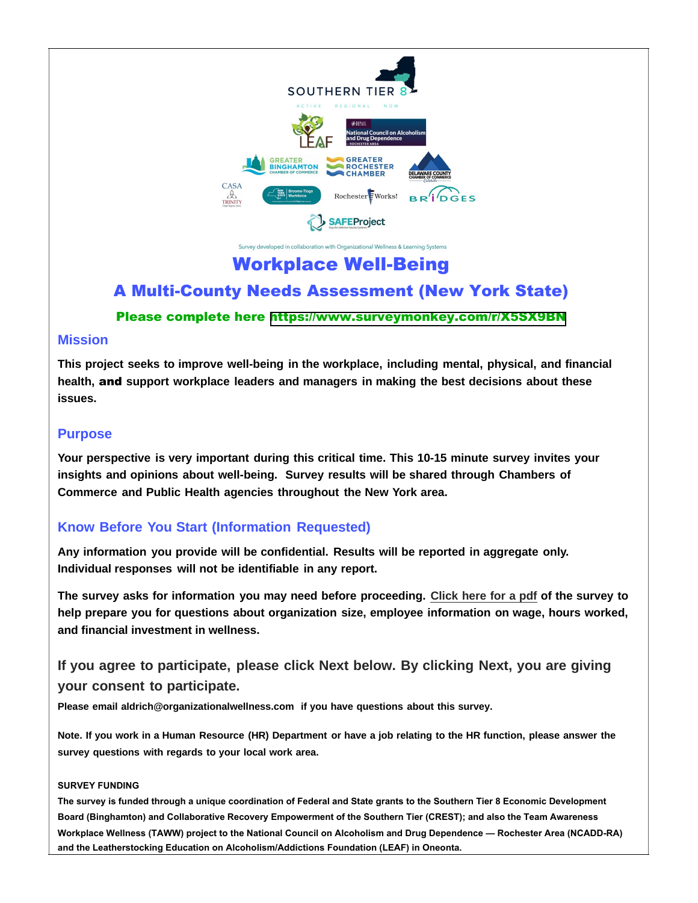SOUTHERN TIER 8

ACTIVE REGIONAL NOW

Survey developed in collaboration with Organizational Wellness & Learning Systems

# Workplace Well-Being

## A Multi-County Needs Assessment (New York State)

**Please complete here https://www.surveymonkey.com/r/X5SX9BN**

## Mission

**This project seeks to improve well-being in the workplace, including mental, physical, and financial health, and support workplace leaders and managers in making the best decisions about these issues.**

## Purpose

**Your perspective is very important during this critical time. This 10-15 minute survey invites your insights and opinions about well-being. Survey results will be shared through Chambers of Commerce and Public Health agencies throughout the New York area.**

## Know Before You Start (Information Requested)

**Any information you provide will be confidential. Results will be reported in aggregate only. Individual responses will not be identifiable in any report.**

**The survey asks for information you may need before proceeding. Click here for a pdf of the survey to help prepare you for questions about organization size, employee information on wage, hours worked, and financial investment in wellness.**

### If you agree to participate, please click Next below. By clicking Next, you are giving your consent to participate.

**Please email aldrich@organizationalwellness.com if you have questions about this survey.**

**Note. If you work in a Human Resource (HR) Department or have a job relating to the HR function, please answer the survey questions with regards to your local work area.**

**SURVEY FUNDING**

**The survey is funded through a unique coordination of Federal and State grants to the Southern Tier 8 Economic Development Board (Binghamton) and Collaborative Recovery Empowerment of the Southern Tier (CREST); and also the Team Awareness Workplace Wellness (TAWW) project to the National Council on Alcoholism and Drug Dependence — Rochester Area (NCADD-RA) and the Leatherstocking Education on Alcoholism/Addictions Foundation (LEAF) in Oneonta.**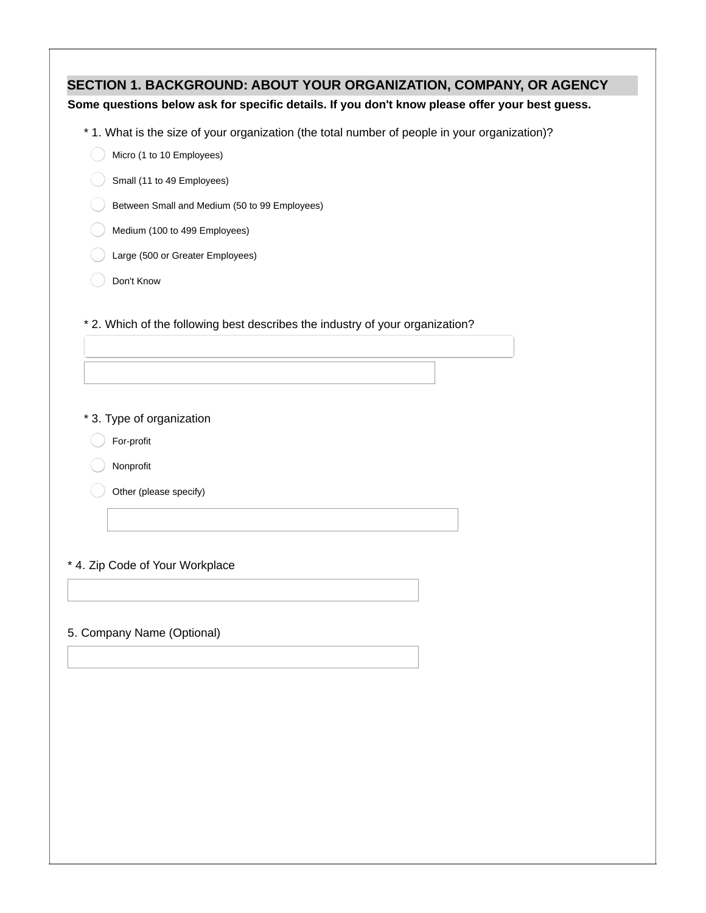## SECTION 1. BACKGROUND: ABOUT YOUR ORGANIZATION, COMPANY, OR AGENCY

**Some questions below ask for specific details. If you don't know please offer your best guess.**

\* 1. What is the size of your organization (the total number of people in your organization)?

- Micro (1 to 10 Employees)
- Small (11 to 49 Employees)
- Between Small and Medium (50 to 99 Employees)
- Medium (100 to 499 Employees)
- Large (500 or Greater Employees)
- Don't Know

\* 2. Which of the following best describes the industry of your organization?

\* 3. Type of organization

- For-profit
- Nonprofit
- Other (please specify)

\* 4. Zip Code of Your Workplace

5. Company Name (Optional)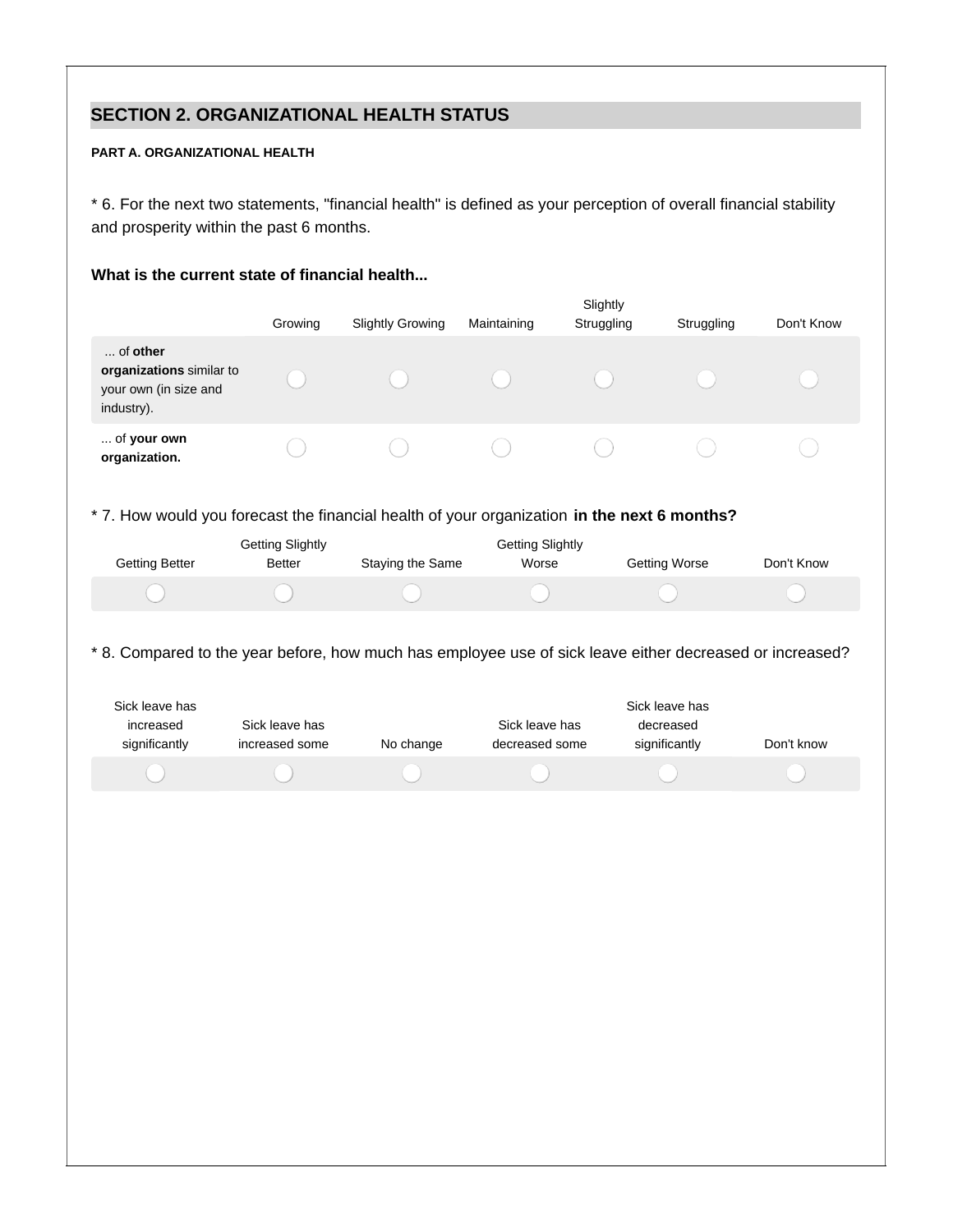## SECTION 2. ORGANIZATIONAL HEALTH STATUS

**PART A. ORGANIZATIONAL HEALTH**

* 6. For the next two statements, "financial health" is defined as your perception of overall financial stability and prosperity within the past 6 months.

**What is the current state of financial health...**

| | Growing | Slightly Growing | Maintaining | Slightly Struggling | Struggling | Don't Know |
|---|---|---|---|---|---|---|
| ... of **other organizations** similar to your own (in size and industry). | ◯ | ◯ | ◯ | ◯ | ◯ | ◯ |
| ... of **your own organization.** | ◯ | ◯ | ◯ | ◯ | ◯ | ◯ |

* 7. How would you forecast the financial health of your organization **in the next 6 months?**

| Getting Better | Getting Slightly Better | Staying the Same | Getting Slightly Worse | Getting Worse | Don't Know |
|---|---|---|---|---|---|
| ◯ | ◯ | ◯ | ◯ | ◯ | ◯ |

* 8. Compared to the year before, how much has employee use of sick leave either decreased or increased?

| Sick leave has increased significantly | Sick leave has increased some | No change | Sick leave has decreased some | Sick leave has decreased significantly | Don't know |
|---|---|---|---|---|---|
| ◯ | ◯ | ◯ | ◯ | ◯ | ◯ |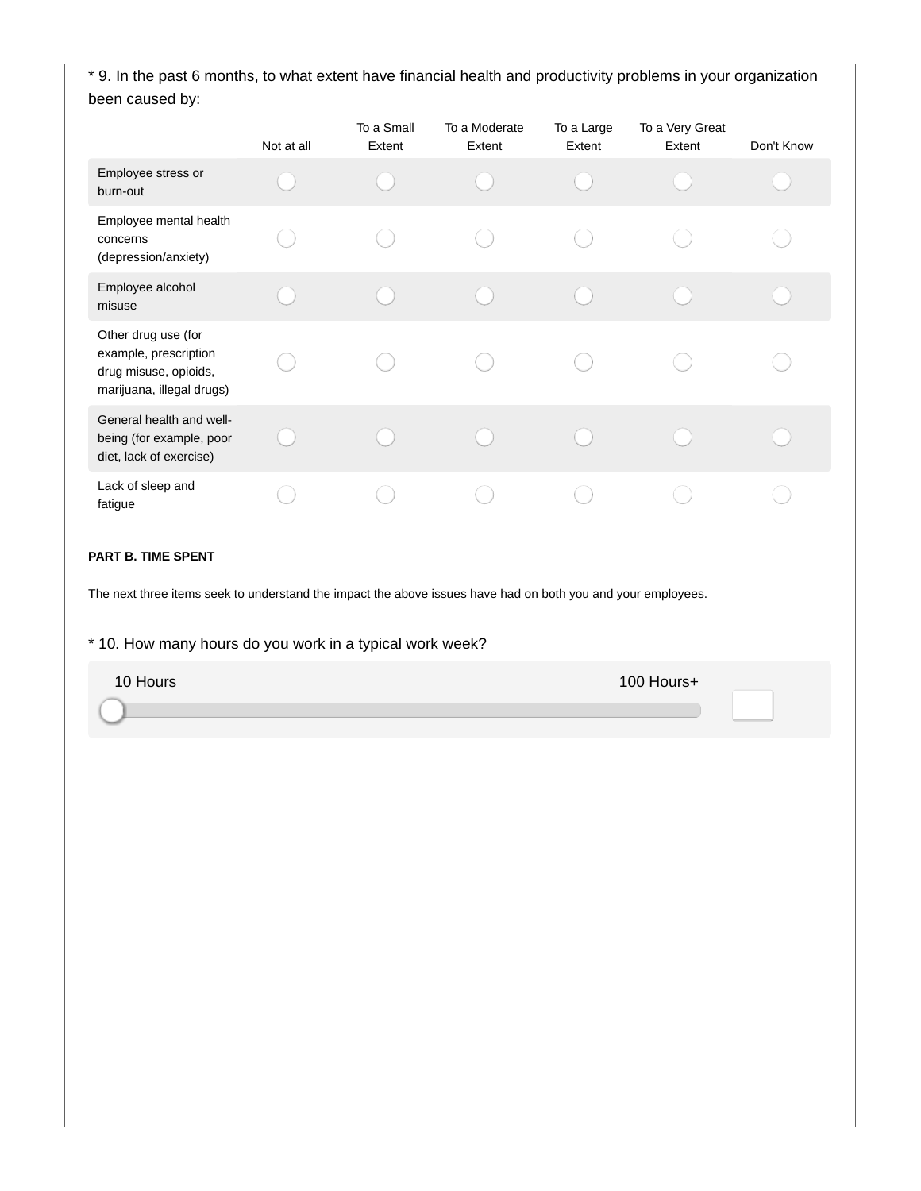\* 9. In the past 6 months, to what extent have financial health and productivity problems in your organization been caused by:

| | Not at all | To a Small Extent | To a Moderate Extent | To a Large Extent | To a Very Great Extent | Don't Know |
|---|---|---|---|---|---|---|
| Employee stress or burn-out | ◯ | ◯ | ◯ | ◯ | ◯ | ◯ |
| Employee mental health concerns (depression/anxiety) | ◯ | ◯ | ◯ | ◯ | ◯ | ◯ |
| Employee alcohol misuse | ◯ | ◯ | ◯ | ◯ | ◯ | ◯ |
| Other drug use (for example, prescription drug misuse, opioids, marijuana, illegal drugs) | ◯ | ◯ | ◯ | ◯ | ◯ | ◯ |
| General health and well-being (for example, poor diet, lack of exercise) | ◯ | ◯ | ◯ | ◯ | ◯ | ◯ |
| Lack of sleep and fatigue | ◯ | ◯ | ◯ | ◯ | ◯ | ◯ |

**PART B. TIME SPENT**

The next three items seek to understand the impact the above issues have had on both you and your employees.

\* 10. How many hours do you work in a typical work week?

10 Hours — 100 Hours+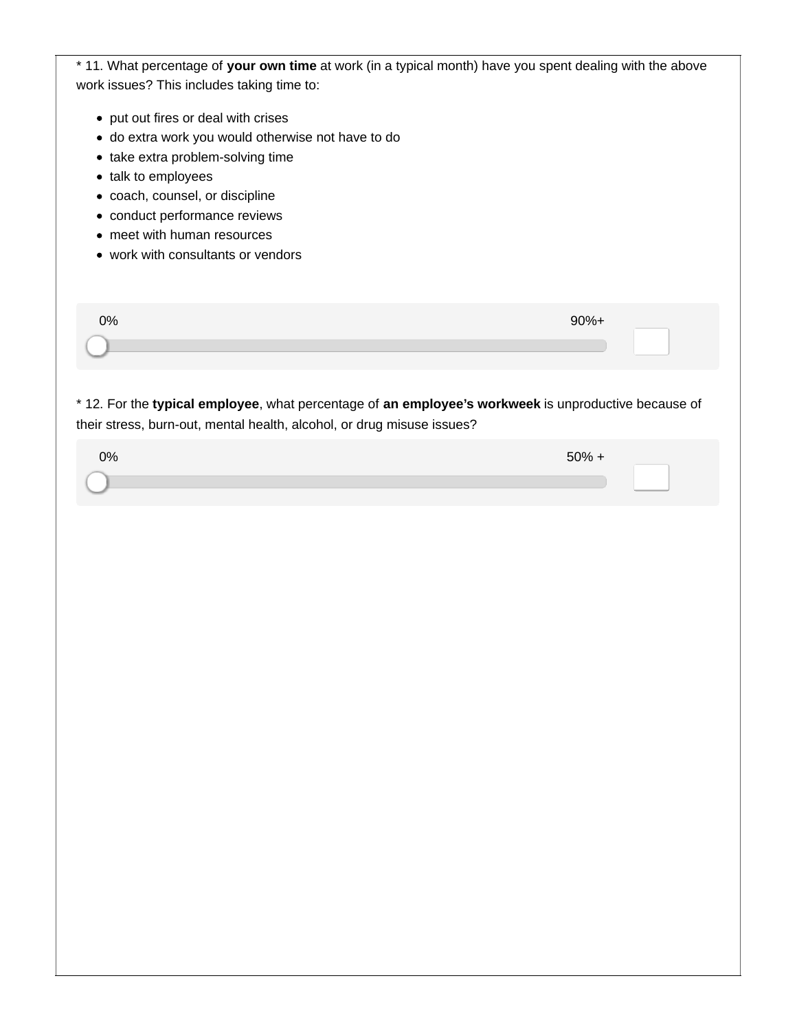\* 11. What percentage of **your own time** at work (in a typical month) have you spent dealing with the above work issues? This includes taking time to:

- put out fires or deal with crises
- do extra work you would otherwise not have to do
- take extra problem-solving time
- talk to employees
- coach, counsel, or discipline
- conduct performance reviews
- meet with human resources
- work with consultants or vendors

0% 90%+

\* 12. For the **typical employee**, what percentage of **an employee's workweek** is unproductive because of their stress, burn-out, mental health, alcohol, or drug misuse issues?

0% 50% +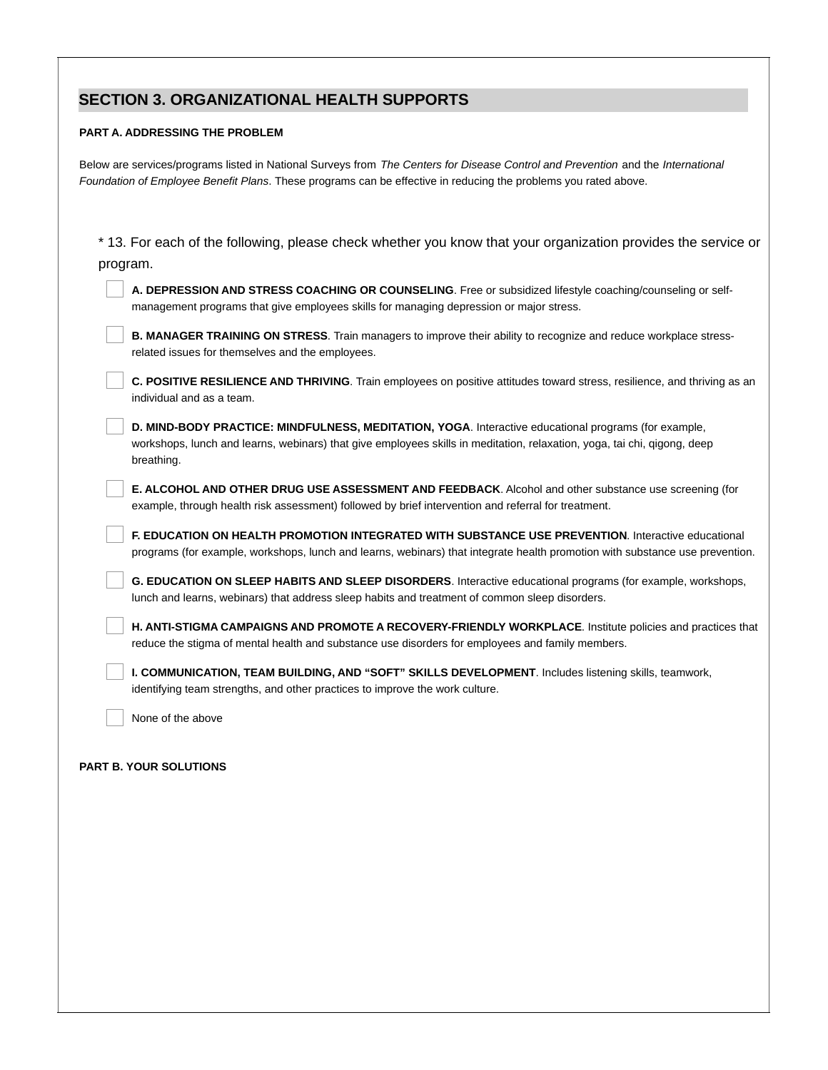## SECTION 3. ORGANIZATIONAL HEALTH SUPPORTS

### PART A. ADDRESSING THE PROBLEM

Below are services/programs listed in National Surveys from *The Centers for Disease Control and Prevention* and the *International Foundation of Employee Benefit Plans*. These programs can be effective in reducing the problems you rated above.

* 13. For each of the following, please check whether you know that your organization provides the service or program.

- [ ] **A. DEPRESSION AND STRESS COACHING OR COUNSELING**. Free or subsidized lifestyle coaching/counseling or self-management programs that give employees skills for managing depression or major stress.
- [ ] **B. MANAGER TRAINING ON STRESS**. Train managers to improve their ability to recognize and reduce workplace stress-related issues for themselves and the employees.
- [ ] **C. POSITIVE RESILIENCE AND THRIVING**. Train employees on positive attitudes toward stress, resilience, and thriving as an individual and as a team.
- [ ] **D. MIND-BODY PRACTICE: MINDFULNESS, MEDITATION, YOGA**. Interactive educational programs (for example, workshops, lunch and learns, webinars) that give employees skills in meditation, relaxation, yoga, tai chi, qigong, deep breathing.
- [ ] **E. ALCOHOL AND OTHER DRUG USE ASSESSMENT AND FEEDBACK**. Alcohol and other substance use screening (for example, through health risk assessment) followed by brief intervention and referral for treatment.
- [ ] **F. EDUCATION ON HEALTH PROMOTION INTEGRATED WITH SUBSTANCE USE PREVENTION**. Interactive educational programs (for example, workshops, lunch and learns, webinars) that integrate health promotion with substance use prevention.
- [ ] **G. EDUCATION ON SLEEP HABITS AND SLEEP DISORDERS**. Interactive educational programs (for example, workshops, lunch and learns, webinars) that address sleep habits and treatment of common sleep disorders.
- [ ] **H. ANTI-STIGMA CAMPAIGNS AND PROMOTE A RECOVERY-FRIENDLY WORKPLACE**. Institute policies and practices that reduce the stigma of mental health and substance use disorders for employees and family members.
- [ ] **I. COMMUNICATION, TEAM BUILDING, AND "SOFT" SKILLS DEVELOPMENT**. Includes listening skills, teamwork, identifying team strengths, and other practices to improve the work culture.
- [ ] None of the above

### PART B. YOUR SOLUTIONS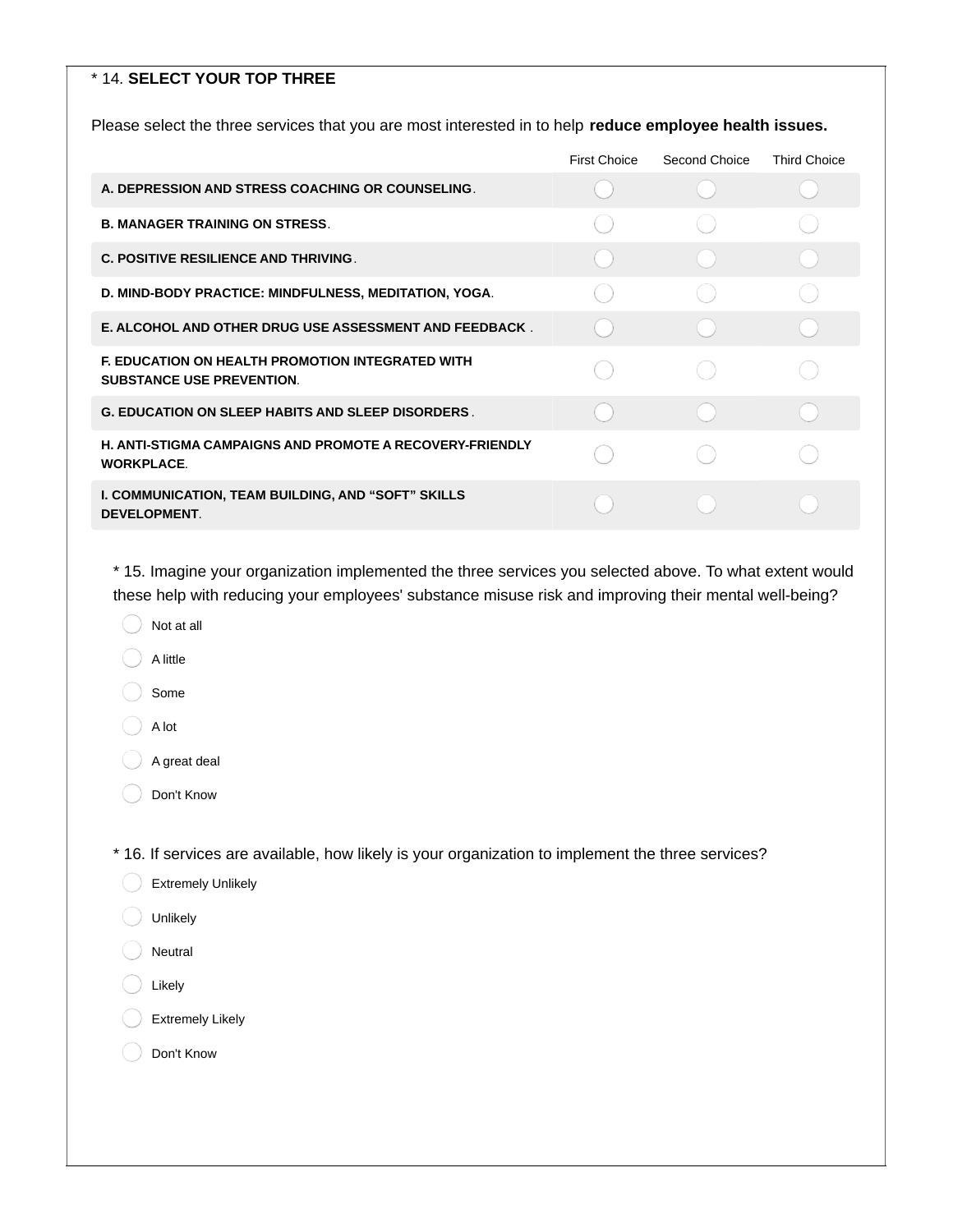\* 14. **SELECT YOUR TOP THREE**

Please select the three services that you are most interested in to help **reduce employee health issues.**

| | First Choice | Second Choice | Third Choice |
|---|---|---|---|
| **A. DEPRESSION AND STRESS COACHING OR COUNSELING**. | ◯ | ◯ | ◯ |
| **B. MANAGER TRAINING ON STRESS**. | ◯ | ◯ | ◯ |
| **C. POSITIVE RESILIENCE AND THRIVING**. | ◯ | ◯ | ◯ |
| **D. MIND-BODY PRACTICE: MINDFULNESS, MEDITATION, YOGA**. | ◯ | ◯ | ◯ |
| **E. ALCOHOL AND OTHER DRUG USE ASSESSMENT AND FEEDBACK** . | ◯ | ◯ | ◯ |
| **F. EDUCATION ON HEALTH PROMOTION INTEGRATED WITH SUBSTANCE USE PREVENTION**. | ◯ | ◯ | ◯ |
| **G. EDUCATION ON SLEEP HABITS AND SLEEP DISORDERS** . | ◯ | ◯ | ◯ |
| **H. ANTI-STIGMA CAMPAIGNS AND PROMOTE A RECOVERY-FRIENDLY WORKPLACE**. | ◯ | ◯ | ◯ |
| **I. COMMUNICATION, TEAM BUILDING, AND “SOFT” SKILLS DEVELOPMENT**. | ◯ | ◯ | ◯ |

\* 15. Imagine your organization implemented the three services you selected above. To what extent would these help with reducing your employees' substance misuse risk and improving their mental well-being?

- ◯ Not at all
- ◯ A little
- ◯ Some
- ◯ A lot
- ◯ A great deal
- ◯ Don't Know

\* 16. If services are available, how likely is your organization to implement the three services?

- ◯ Extremely Unlikely
- ◯ Unlikely
- ◯ Neutral
- ◯ Likely
- ◯ Extremely Likely
- ◯ Don't Know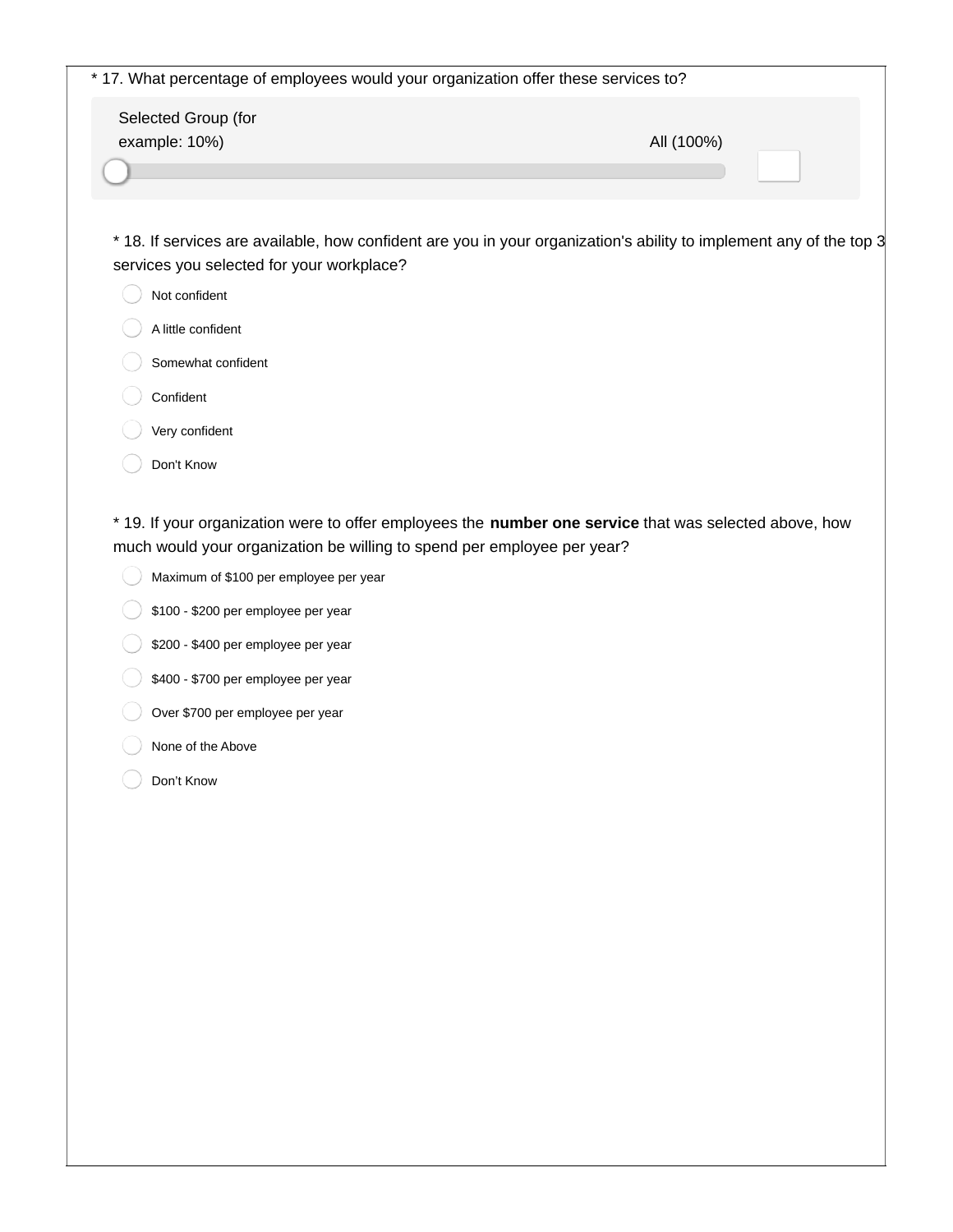* 17. What percentage of employees would your organization offer these services to?

Selected Group (for example: 10%) — All (100%)

* 18. If services are available, how confident are you in your organization's ability to implement any of the top 3 services you selected for your workplace?

- Not confident
- A little confident
- Somewhat confident
- Confident
- Very confident
- Don't Know

* 19. If your organization were to offer employees the **number one service** that was selected above, how much would your organization be willing to spend per employee per year?

- Maximum of $100 per employee per year
- $100 - $200 per employee per year
- $200 - $400 per employee per year
- $400 - $700 per employee per year
- Over $700 per employee per year
- None of the Above
- Don't Know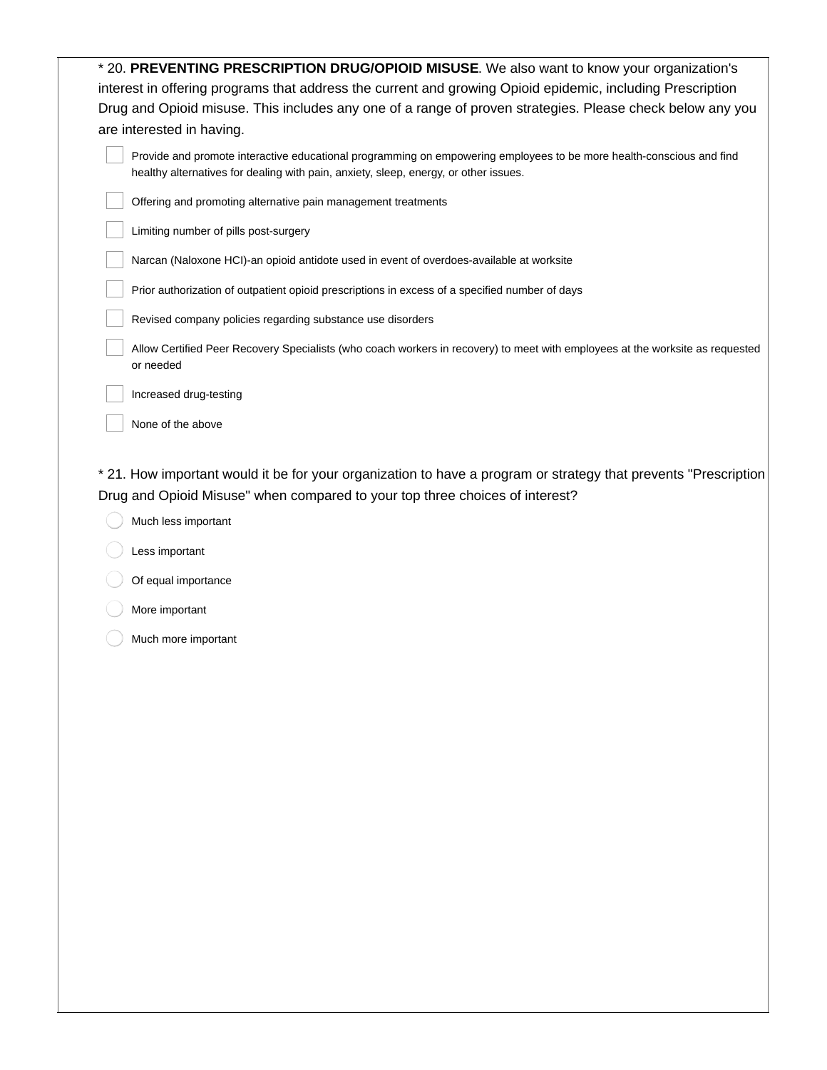\* 20. **PREVENTING PRESCRIPTION DRUG/OPIOID MISUSE**. We also want to know your organization's interest in offering programs that address the current and growing Opioid epidemic, including Prescription Drug and Opioid misuse. This includes any one of a range of proven strategies. Please check below any you are interested in having.

- [ ] Provide and promote interactive educational programming on empowering employees to be more health-conscious and find healthy alternatives for dealing with pain, anxiety, sleep, energy, or other issues.
- [ ] Offering and promoting alternative pain management treatments
- [ ] Limiting number of pills post-surgery
- [ ] Narcan (Naloxone HCl)-an opioid antidote used in event of overdoes-available at worksite
- [ ] Prior authorization of outpatient opioid prescriptions in excess of a specified number of days
- [ ] Revised company policies regarding substance use disorders
- [ ] Allow Certified Peer Recovery Specialists (who coach workers in recovery) to meet with employees at the worksite as requested or needed
- [ ] Increased drug-testing
- [ ] None of the above

\* 21. How important would it be for your organization to have a program or strategy that prevents "Prescription Drug and Opioid Misuse" when compared to your top three choices of interest?

- ○ Much less important
- ○ Less important
- ○ Of equal importance
- ○ More important
- ○ Much more important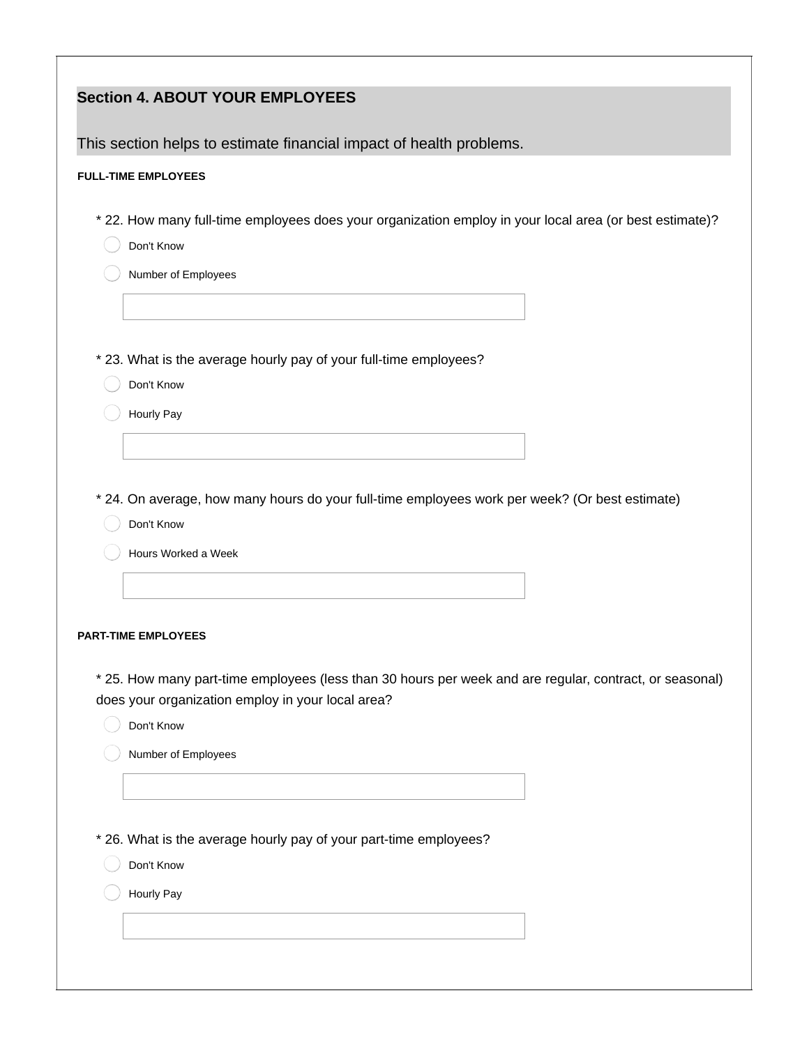## Section 4. ABOUT YOUR EMPLOYEES

This section helps to estimate financial impact of health problems.

**FULL-TIME EMPLOYEES**

* 22. How many full-time employees does your organization employ in your local area (or best estimate)?

- Don't Know
- Number of Employees

* 23. What is the average hourly pay of your full-time employees?

- Don't Know
- Hourly Pay

* 24. On average, how many hours do your full-time employees work per week? (Or best estimate)

- Don't Know
- Hours Worked a Week

**PART-TIME EMPLOYEES**

* 25. How many part-time employees (less than 30 hours per week and are regular, contract, or seasonal) does your organization employ in your local area?

- Don't Know
- Number of Employees

* 26. What is the average hourly pay of your part-time employees?

- Don't Know
- Hourly Pay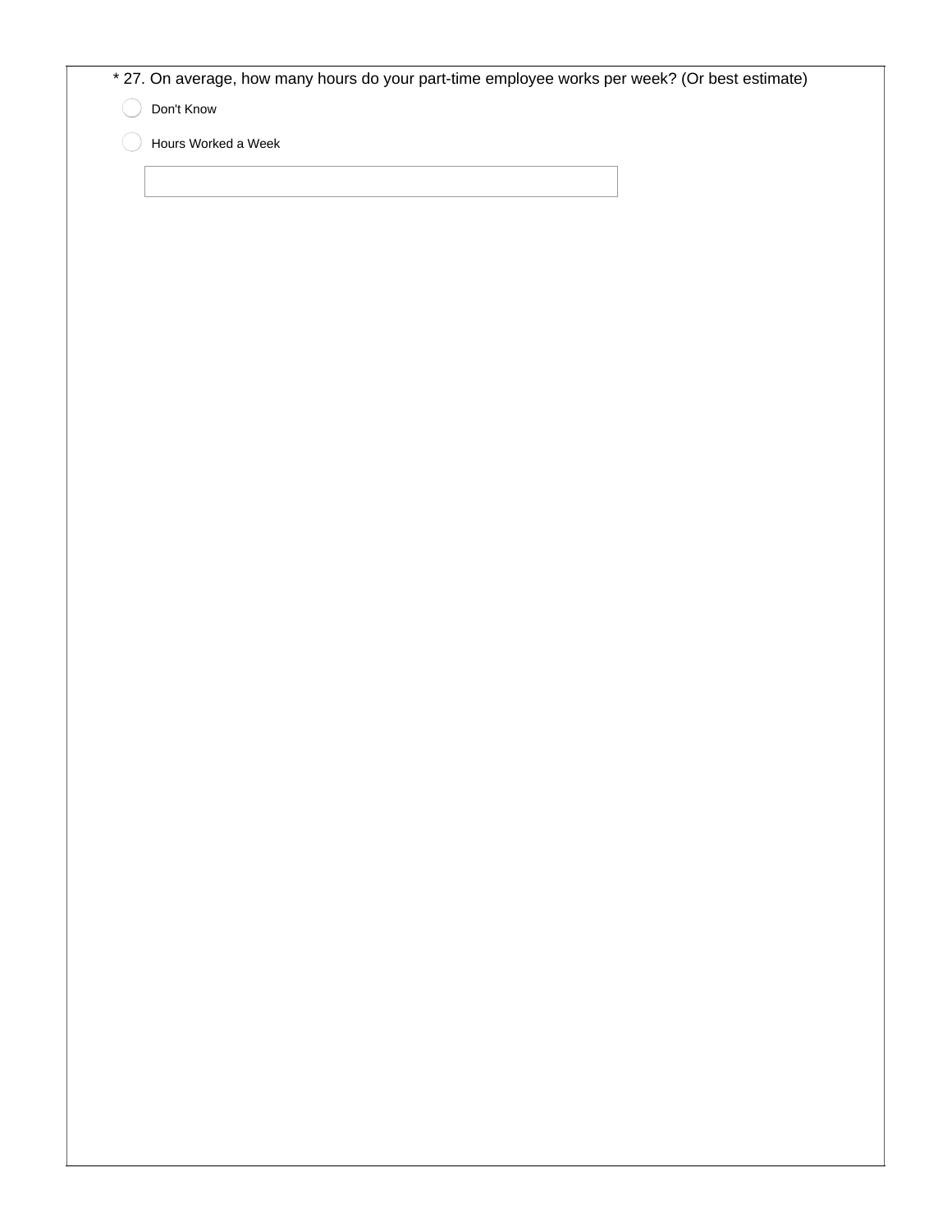* 27. On average, how many hours do your part-time employee works per week? (Or best estimate)

- Don't Know
- Hours Worked a Week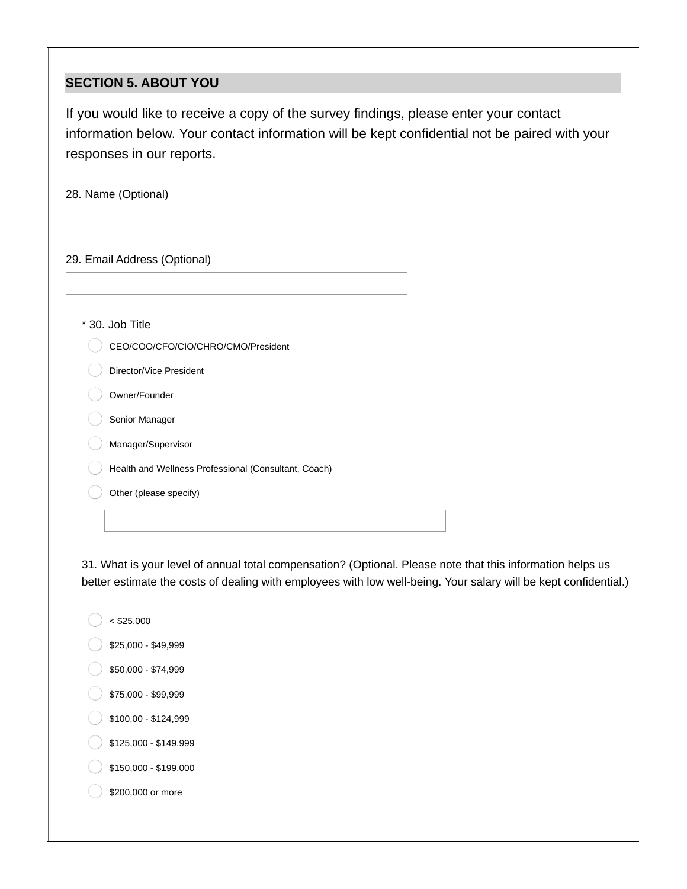## SECTION 5. ABOUT YOU

If you would like to receive a copy of the survey findings, please enter your contact information below. Your contact information will be kept confidential not be paired with your responses in our reports.

28. Name (Optional)

29. Email Address (Optional)

\* 30. Job Title

- CEO/COO/CFO/CIO/CHRO/CMO/President
- Director/Vice President
- Owner/Founder
- Senior Manager
- Manager/Supervisor
- Health and Wellness Professional (Consultant, Coach)
- Other (please specify)

31. What is your level of annual total compensation? (Optional. Please note that this information helps us better estimate the costs of dealing with employees with low well-being. Your salary will be kept confidential.)

- < $25,000
- $25,000 - $49,999
- $50,000 - $74,999
- $75,000 - $99,999
- $100,00 - $124,999
- $125,000 - $149,999
- $150,000 - $199,000
- $200,000 or more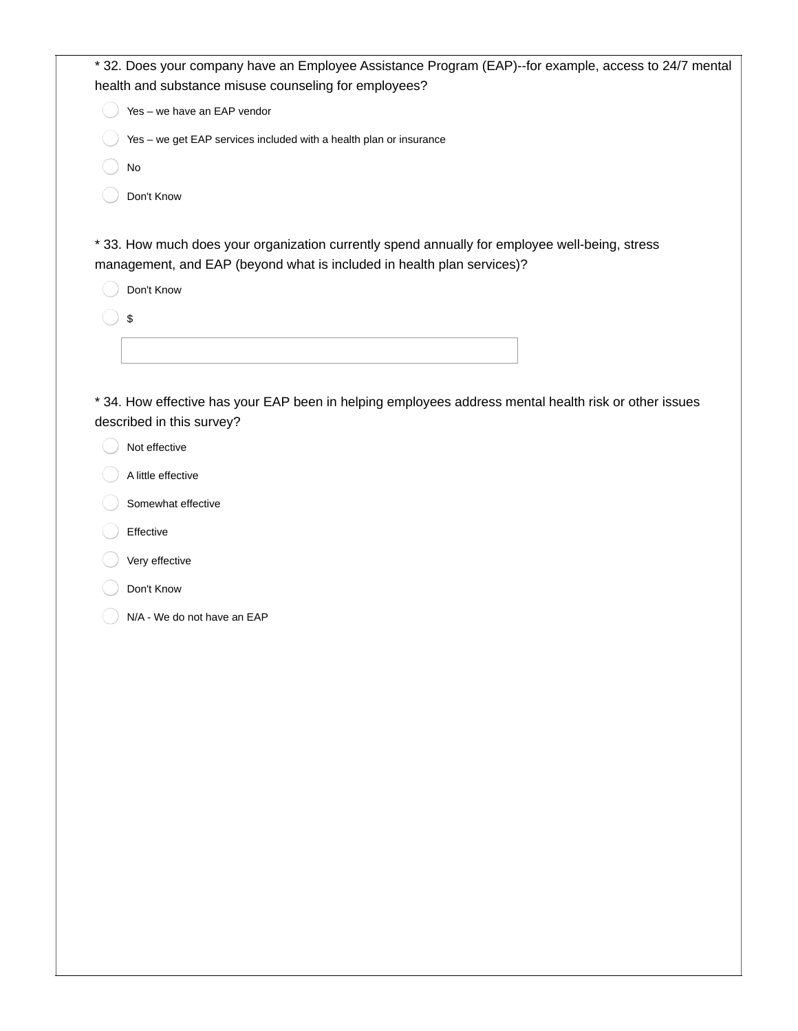* 32. Does your company have an Employee Assistance Program (EAP)--for example, access to 24/7 mental health and substance misuse counseling for employees?

- Yes – we have an EAP vendor
- Yes – we get EAP services included with a health plan or insurance
- No
- Don't Know

* 33. How much does your organization currently spend annually for employee well-being, stress management, and EAP (beyond what is included in health plan services)?

- Don't Know
- $

* 34. How effective has your EAP been in helping employees address mental health risk or other issues described in this survey?

- Not effective
- A little effective
- Somewhat effective
- Effective
- Very effective
- Don't Know
- N/A - We do not have an EAP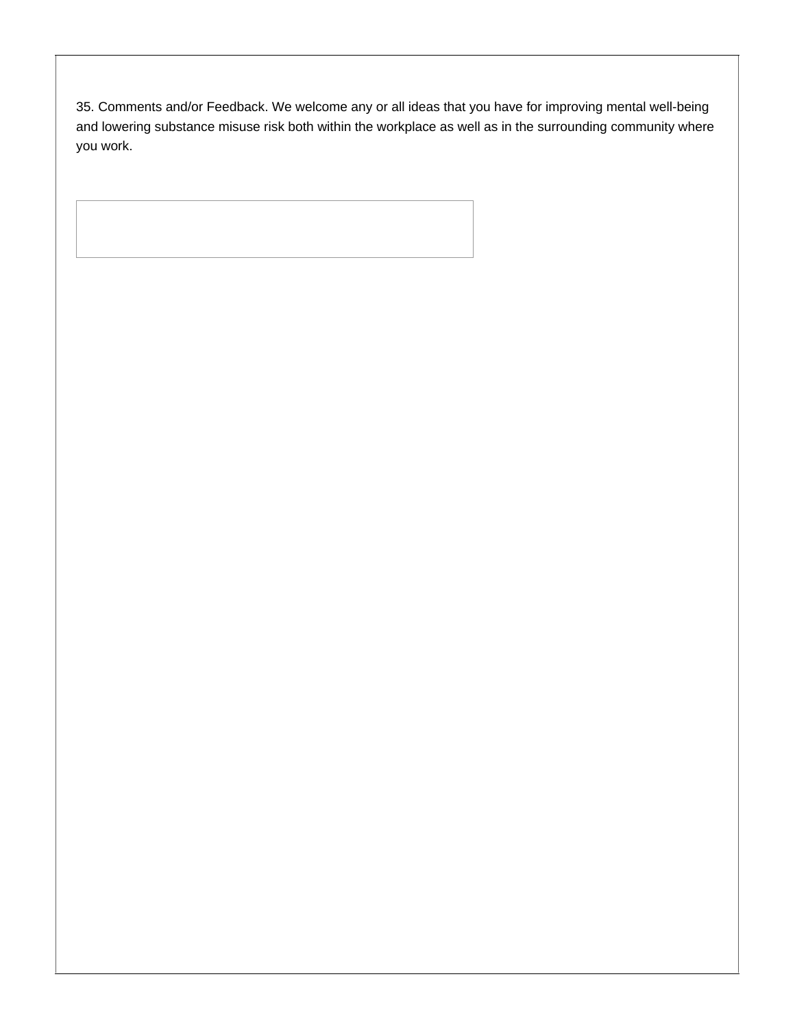35. Comments and/or Feedback. We welcome any or all ideas that you have for improving mental well-being and lowering substance misuse risk both within the workplace as well as in the surrounding community where you work.